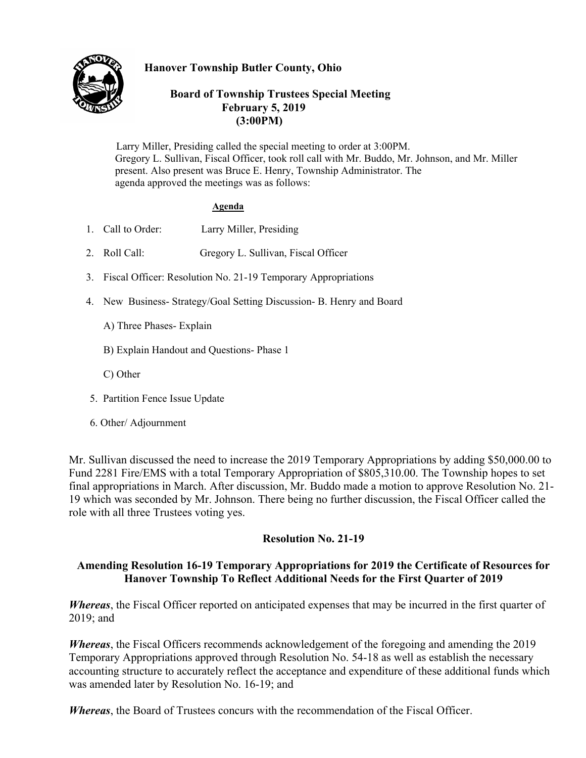# Hanover Township Butler County, Ohio

## Board of Township Trustees Special Meeting
## February 5, 2019
## (3:00PM)

Larry Miller, Presiding called the special meeting to order at 3:00PM. Gregory L. Sullivan, Fiscal Officer, took roll call with Mr. Buddo, Mr. Johnson, and Mr. Miller present. Also present was Bruce E. Henry, Township Administrator. The agenda approved the meetings was as follows:

**Agenda**

1. Call to Order: Larry Miller, Presiding
2. Roll Call: Gregory L. Sullivan, Fiscal Officer
3. Fiscal Officer: Resolution No. 21-19 Temporary Appropriations
4. New Business- Strategy/Goal Setting Discussion- B. Henry and Board

   A) Three Phases- Explain

   B) Explain Handout and Questions- Phase 1

   C) Other
5. Partition Fence Issue Update
6. Other/ Adjournment

Mr. Sullivan discussed the need to increase the 2019 Temporary Appropriations by adding $50,000.00 to Fund 2281 Fire/EMS with a total Temporary Appropriation of $805,310.00. The Township hopes to set final appropriations in March. After discussion, Mr. Buddo made a motion to approve Resolution No. 21-19 which was seconded by Mr. Johnson. There being no further discussion, the Fiscal Officer called the role with all three Trustees voting yes.

### Resolution No. 21-19

### Amending Resolution 16-19 Temporary Appropriations for 2019 the Certificate of Resources for Hanover Township To Reflect Additional Needs for the First Quarter of 2019

***Whereas***, the Fiscal Officer reported on anticipated expenses that may be incurred in the first quarter of 2019; and

***Whereas***, the Fiscal Officers recommends acknowledgement of the foregoing and amending the 2019 Temporary Appropriations approved through Resolution No. 54-18 as well as establish the necessary accounting structure to accurately reflect the acceptance and expenditure of these additional funds which was amended later by Resolution No. 16-19; and

***Whereas***, the Board of Trustees concurs with the recommendation of the Fiscal Officer.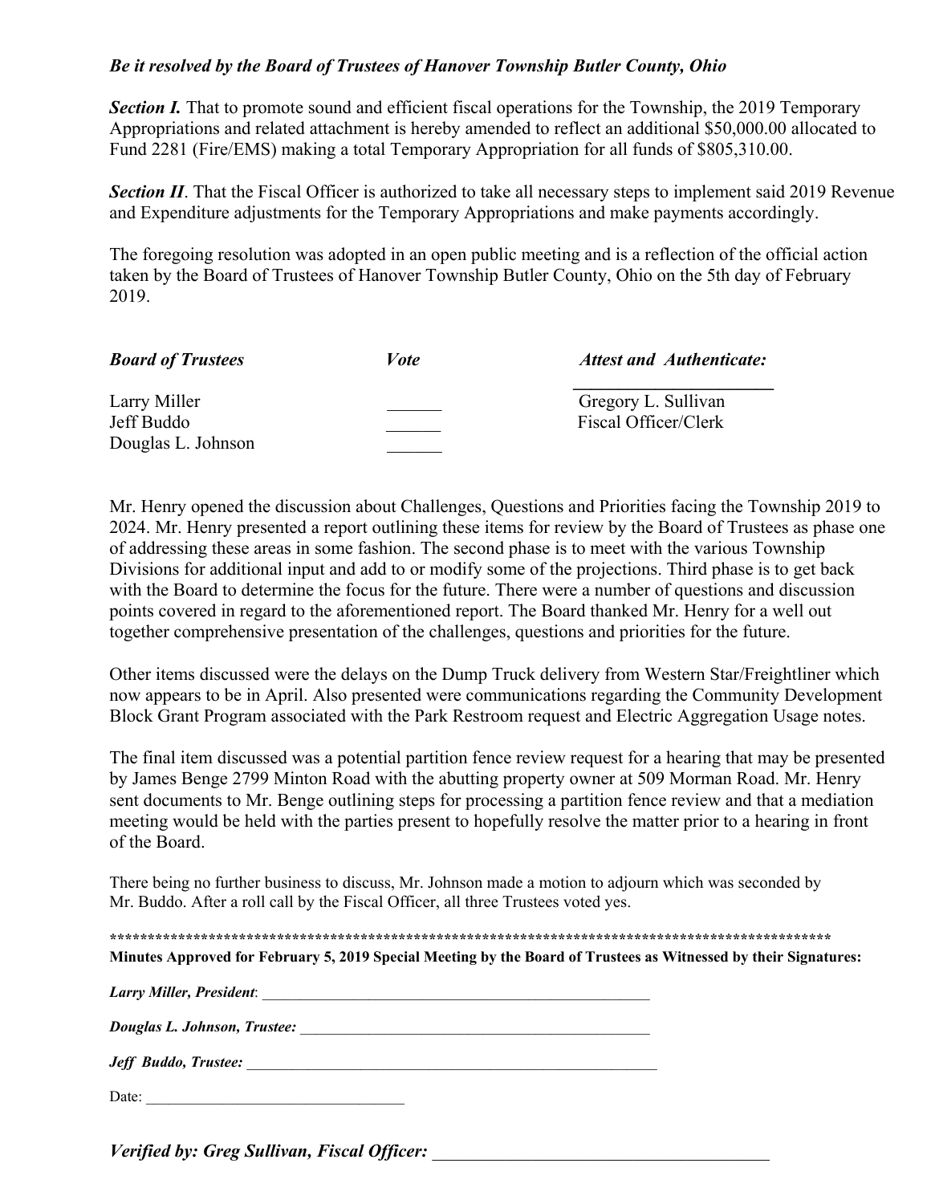***Be it resolved by the Board of Trustees of Hanover Township Butler County, Ohio***

***Section I.*** That to promote sound and efficient fiscal operations for the Township, the 2019 Temporary Appropriations and related attachment is hereby amended to reflect an additional $50,000.00 allocated to Fund 2281 (Fire/EMS) making a total Temporary Appropriation for all funds of $805,310.00.

***Section II***. That the Fiscal Officer is authorized to take all necessary steps to implement said 2019 Revenue and Expenditure adjustments for the Temporary Appropriations and make payments accordingly.

The foregoing resolution was adopted in an open public meeting and is a reflection of the official action taken by the Board of Trustees of Hanover Township Butler County, Ohio on the 5th day of February 2019.

| ***Board of Trustees*** | ***Vote*** | ***Attest and Authenticate:*** |
|---|---|---|
| Larry Miller | ______ | ______________________ Gregory L. Sullivan |
| Jeff Buddo | ______ | Fiscal Officer/Clerk |
| Douglas L. Johnson | ______ | |

Mr. Henry opened the discussion about Challenges, Questions and Priorities facing the Township 2019 to 2024. Mr. Henry presented a report outlining these items for review by the Board of Trustees as phase one of addressing these areas in some fashion. The second phase is to meet with the various Township Divisions for additional input and add to or modify some of the projections. Third phase is to get back with the Board to determine the focus for the future. There were a number of questions and discussion points covered in regard to the aforementioned report. The Board thanked Mr. Henry for a well out together comprehensive presentation of the challenges, questions and priorities for the future.

Other items discussed were the delays on the Dump Truck delivery from Western Star/Freightliner which now appears to be in April. Also presented were communications regarding the Community Development Block Grant Program associated with the Park Restroom request and Electric Aggregation Usage notes.

The final item discussed was a potential partition fence review request for a hearing that may be presented by James Benge 2799 Minton Road with the abutting property owner at 509 Morman Road. Mr. Henry sent documents to Mr. Benge outlining steps for processing a partition fence review and that a mediation meeting would be held with the parties present to hopefully resolve the matter prior to a hearing in front of the Board.

There being no further business to discuss, Mr. Johnson made a motion to adjourn which was seconded by Mr. Buddo. After a roll call by the Fiscal Officer, all three Trustees voted yes.

**************************************************************************************************

**Minutes Approved for February 5, 2019 Special Meeting by the Board of Trustees as Witnessed by their Signatures:**

***Larry Miller, President***: ____________________________________________________

***Douglas L. Johnson, Trustee:*** _______________________________________________

***Jeff Buddo, Trustee:*** ______________________________________________________

Date: ___________________________________

***Verified by: Greg Sullivan, Fiscal Officer:*** _______________________________________